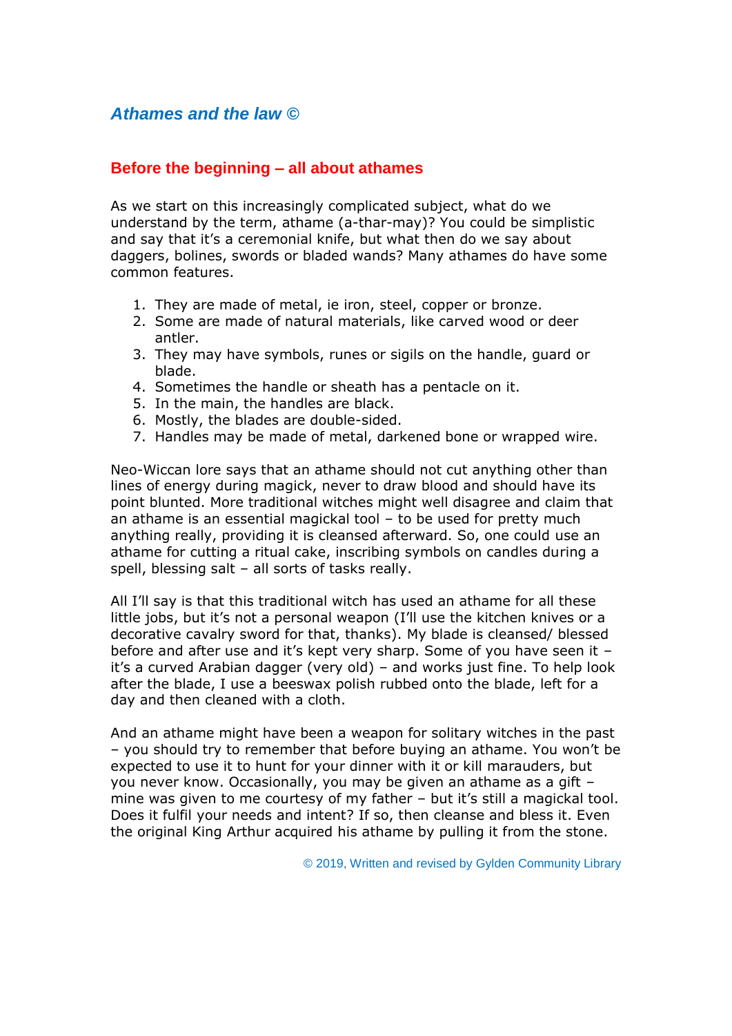# *Athames and the law ©*

## Before the beginning – all about athames

As we start on this increasingly complicated subject, what do we understand by the term, athame (a-thar-may)? You could be simplistic and say that it's a ceremonial knife, but what then do we say about daggers, bolines, swords or bladed wands? Many athames do have some common features.

1. They are made of metal, ie iron, steel, copper or bronze.
2. Some are made of natural materials, like carved wood or deer antler.
3. They may have symbols, runes or sigils on the handle, guard or blade.
4. Sometimes the handle or sheath has a pentacle on it.
5. In the main, the handles are black.
6. Mostly, the blades are double-sided.
7. Handles may be made of metal, darkened bone or wrapped wire.

Neo-Wiccan lore says that an athame should not cut anything other than lines of energy during magick, never to draw blood and should have its point blunted. More traditional witches might well disagree and claim that an athame is an essential magickal tool – to be used for pretty much anything really, providing it is cleansed afterward. So, one could use an athame for cutting a ritual cake, inscribing symbols on candles during a spell, blessing salt – all sorts of tasks really.

All I'll say is that this traditional witch has used an athame for all these little jobs, but it's not a personal weapon (I'll use the kitchen knives or a decorative cavalry sword for that, thanks). My blade is cleansed/ blessed before and after use and it's kept very sharp. Some of you have seen it – it's a curved Arabian dagger (very old) – and works just fine. To help look after the blade, I use a beeswax polish rubbed onto the blade, left for a day and then cleaned with a cloth.

And an athame might have been a weapon for solitary witches in the past – you should try to remember that before buying an athame. You won't be expected to use it to hunt for your dinner with it or kill marauders, but you never know. Occasionally, you may be given an athame as a gift – mine was given to me courtesy of my father – but it's still a magickal tool. Does it fulfil your needs and intent? If so, then cleanse and bless it. Even the original King Arthur acquired his athame by pulling it from the stone.

© 2019, Written and revised by Gylden Community Library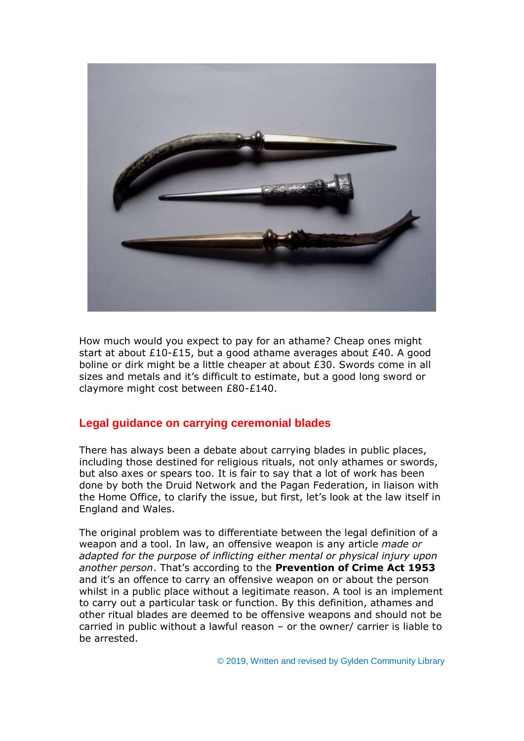How much would you expect to pay for an athame? Cheap ones might start at about £10-£15, but a good athame averages about £40. A good boline or dirk might be a little cheaper at about £30. Swords come in all sizes and metals and it's difficult to estimate, but a good long sword or claymore might cost between £80-£140.

## Legal guidance on carrying ceremonial blades

There has always been a debate about carrying blades in public places, including those destined for religious rituals, not only athames or swords, but also axes or spears too. It is fair to say that a lot of work has been done by both the Druid Network and the Pagan Federation, in liaison with the Home Office, to clarify the issue, but first, let's look at the law itself in England and Wales.

The original problem was to differentiate between the legal definition of a weapon and a tool. In law, an offensive weapon is any article *made or adapted for the purpose of inflicting either mental or physical injury upon another person*. That's according to the **Prevention of Crime Act 1953** and it's an offence to carry an offensive weapon on or about the person whilst in a public place without a legitimate reason. A tool is an implement to carry out a particular task or function. By this definition, athames and other ritual blades are deemed to be offensive weapons and should not be carried in public without a lawful reason – or the owner/ carrier is liable to be arrested.

© 2019, Written and revised by Gylden Community Library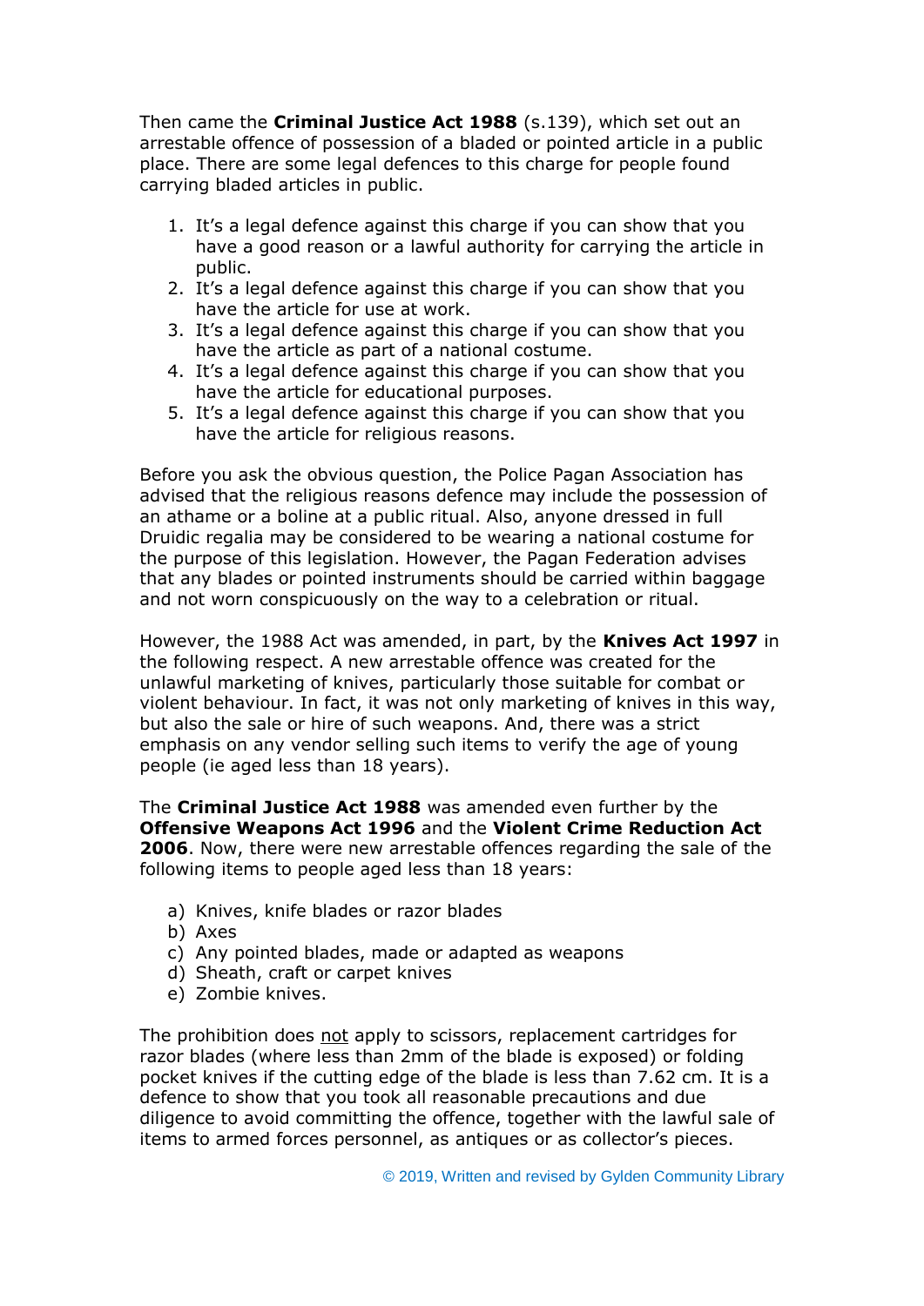Then came the **Criminal Justice Act 1988** (s.139), which set out an arrestable offence of possession of a bladed or pointed article in a public place. There are some legal defences to this charge for people found carrying bladed articles in public.

1. It's a legal defence against this charge if you can show that you have a good reason or a lawful authority for carrying the article in public.
2. It's a legal defence against this charge if you can show that you have the article for use at work.
3. It's a legal defence against this charge if you can show that you have the article as part of a national costume.
4. It's a legal defence against this charge if you can show that you have the article for educational purposes.
5. It's a legal defence against this charge if you can show that you have the article for religious reasons.

Before you ask the obvious question, the Police Pagan Association has advised that the religious reasons defence may include the possession of an athame or a boline at a public ritual. Also, anyone dressed in full Druidic regalia may be considered to be wearing a national costume for the purpose of this legislation. However, the Pagan Federation advises that any blades or pointed instruments should be carried within baggage and not worn conspicuously on the way to a celebration or ritual.

However, the 1988 Act was amended, in part, by the **Knives Act 1997** in the following respect. A new arrestable offence was created for the unlawful marketing of knives, particularly those suitable for combat or violent behaviour. In fact, it was not only marketing of knives in this way, but also the sale or hire of such weapons. And, there was a strict emphasis on any vendor selling such items to verify the age of young people (ie aged less than 18 years).

The **Criminal Justice Act 1988** was amended even further by the **Offensive Weapons Act 1996** and the **Violent Crime Reduction Act 2006**. Now, there were new arrestable offences regarding the sale of the following items to people aged less than 18 years:

a) Knives, knife blades or razor blades
b) Axes
c) Any pointed blades, made or adapted as weapons
d) Sheath, craft or carpet knives
e) Zombie knives.

The prohibition does <u>not</u> apply to scissors, replacement cartridges for razor blades (where less than 2mm of the blade is exposed) or folding pocket knives if the cutting edge of the blade is less than 7.62 cm. It is a defence to show that you took all reasonable precautions and due diligence to avoid committing the offence, together with the lawful sale of items to armed forces personnel, as antiques or as collector's pieces.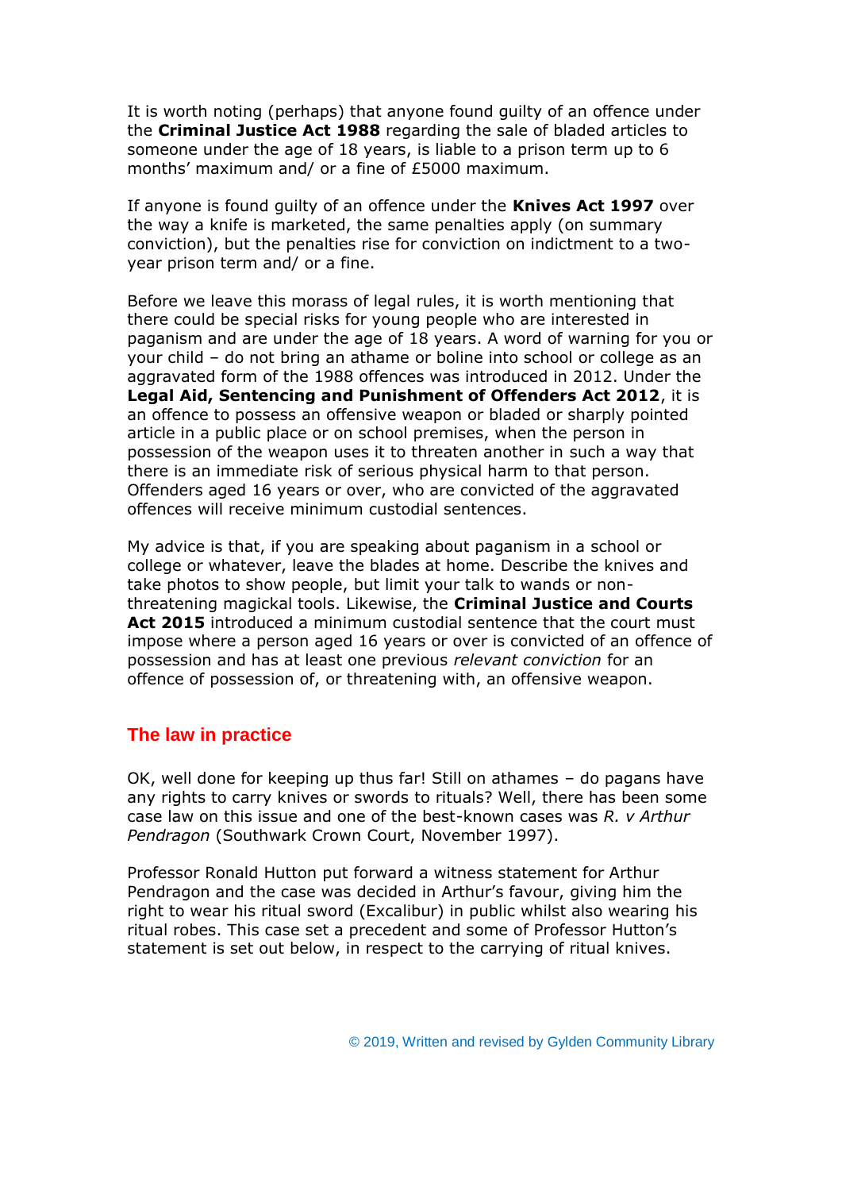It is worth noting (perhaps) that anyone found guilty of an offence under the **Criminal Justice Act 1988** regarding the sale of bladed articles to someone under the age of 18 years, is liable to a prison term up to 6 months' maximum and/ or a fine of £5000 maximum.

If anyone is found guilty of an offence under the **Knives Act 1997** over the way a knife is marketed, the same penalties apply (on summary conviction), but the penalties rise for conviction on indictment to a two-year prison term and/ or a fine.

Before we leave this morass of legal rules, it is worth mentioning that there could be special risks for young people who are interested in paganism and are under the age of 18 years. A word of warning for you or your child – do not bring an athame or boline into school or college as an aggravated form of the 1988 offences was introduced in 2012. Under the **Legal Aid, Sentencing and Punishment of Offenders Act 2012**, it is an offence to possess an offensive weapon or bladed or sharply pointed article in a public place or on school premises, when the person in possession of the weapon uses it to threaten another in such a way that there is an immediate risk of serious physical harm to that person. Offenders aged 16 years or over, who are convicted of the aggravated offences will receive minimum custodial sentences.

My advice is that, if you are speaking about paganism in a school or college or whatever, leave the blades at home. Describe the knives and take photos to show people, but limit your talk to wands or non-threatening magickal tools. Likewise, the **Criminal Justice and Courts Act 2015** introduced a minimum custodial sentence that the court must impose where a person aged 16 years or over is convicted of an offence of possession and has at least one previous *relevant conviction* for an offence of possession of, or threatening with, an offensive weapon.

## The law in practice

OK, well done for keeping up thus far! Still on athames – do pagans have any rights to carry knives or swords to rituals? Well, there has been some case law on this issue and one of the best-known cases was *R. v Arthur Pendragon* (Southwark Crown Court, November 1997).

Professor Ronald Hutton put forward a witness statement for Arthur Pendragon and the case was decided in Arthur's favour, giving him the right to wear his ritual sword (Excalibur) in public whilst also wearing his ritual robes. This case set a precedent and some of Professor Hutton's statement is set out below, in respect to the carrying of ritual knives.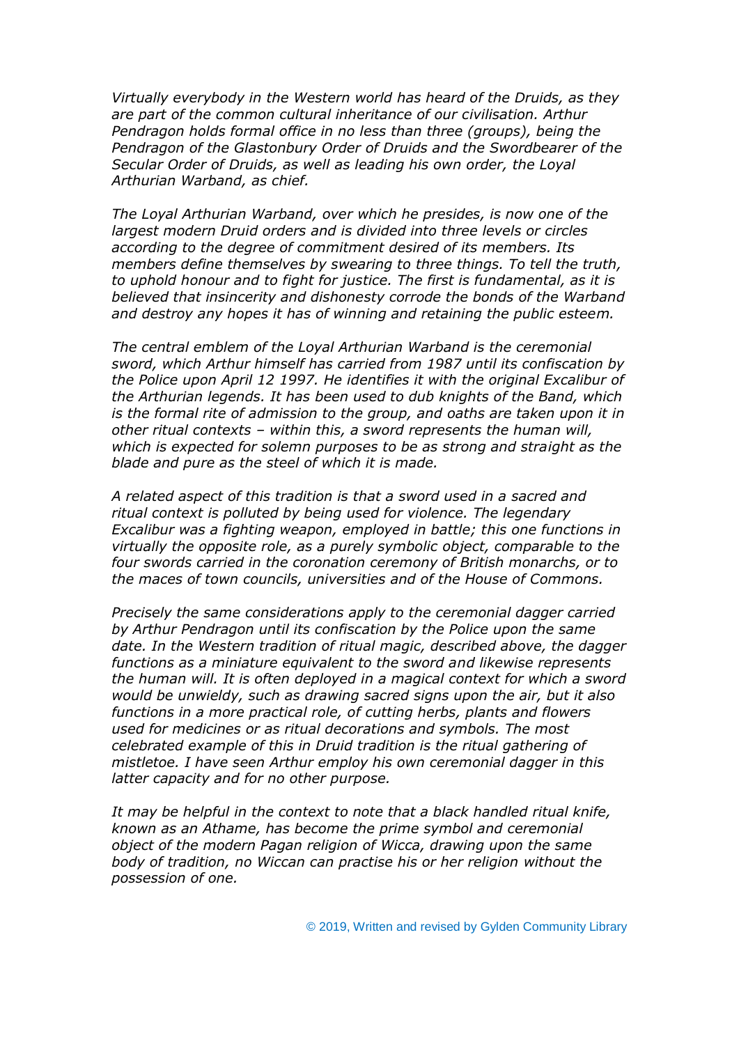*Virtually everybody in the Western world has heard of the Druids, as they are part of the common cultural inheritance of our civilisation. Arthur Pendragon holds formal office in no less than three (groups), being the Pendragon of the Glastonbury Order of Druids and the Swordbearer of the Secular Order of Druids, as well as leading his own order, the Loyal Arthurian Warband, as chief.*

*The Loyal Arthurian Warband, over which he presides, is now one of the largest modern Druid orders and is divided into three levels or circles according to the degree of commitment desired of its members. Its members define themselves by swearing to three things. To tell the truth, to uphold honour and to fight for justice. The first is fundamental, as it is believed that insincerity and dishonesty corrode the bonds of the Warband and destroy any hopes it has of winning and retaining the public esteem.*

*The central emblem of the Loyal Arthurian Warband is the ceremonial sword, which Arthur himself has carried from 1987 until its confiscation by the Police upon April 12 1997. He identifies it with the original Excalibur of the Arthurian legends. It has been used to dub knights of the Band, which is the formal rite of admission to the group, and oaths are taken upon it in other ritual contexts – within this, a sword represents the human will, which is expected for solemn purposes to be as strong and straight as the blade and pure as the steel of which it is made.*

*A related aspect of this tradition is that a sword used in a sacred and ritual context is polluted by being used for violence. The legendary Excalibur was a fighting weapon, employed in battle; this one functions in virtually the opposite role, as a purely symbolic object, comparable to the four swords carried in the coronation ceremony of British monarchs, or to the maces of town councils, universities and of the House of Commons.*

*Precisely the same considerations apply to the ceremonial dagger carried by Arthur Pendragon until its confiscation by the Police upon the same date. In the Western tradition of ritual magic, described above, the dagger functions as a miniature equivalent to the sword and likewise represents the human will. It is often deployed in a magical context for which a sword would be unwieldy, such as drawing sacred signs upon the air, but it also functions in a more practical role, of cutting herbs, plants and flowers used for medicines or as ritual decorations and symbols. The most celebrated example of this in Druid tradition is the ritual gathering of mistletoe. I have seen Arthur employ his own ceremonial dagger in this latter capacity and for no other purpose.*

*It may be helpful in the context to note that a black handled ritual knife, known as an Athame, has become the prime symbol and ceremonial object of the modern Pagan religion of Wicca, drawing upon the same body of tradition, no Wiccan can practise his or her religion without the possession of one.*

© 2019, Written and revised by Gylden Community Library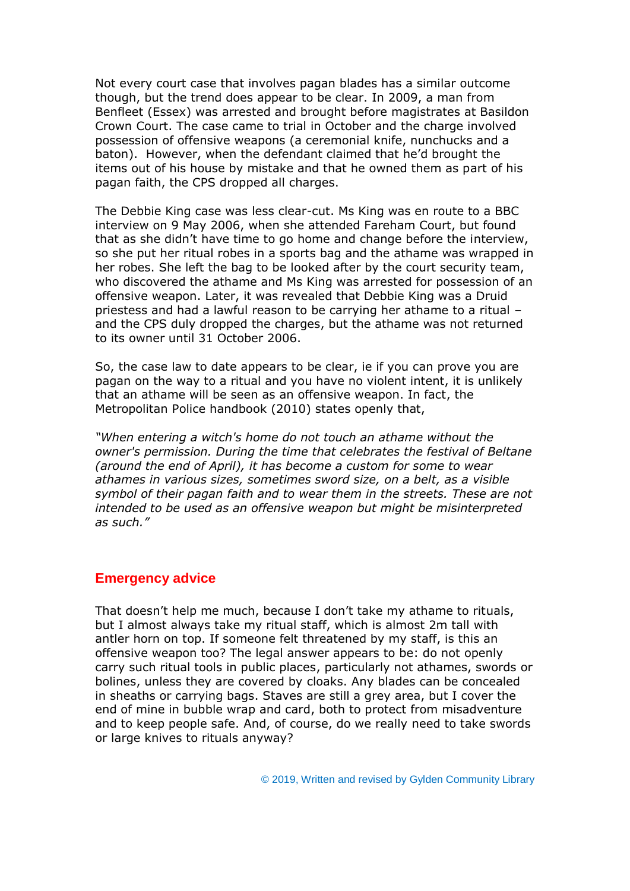Not every court case that involves pagan blades has a similar outcome though, but the trend does appear to be clear. In 2009, a man from Benfleet (Essex) was arrested and brought before magistrates at Basildon Crown Court. The case came to trial in October and the charge involved possession of offensive weapons (a ceremonial knife, nunchucks and a baton). However, when the defendant claimed that he'd brought the items out of his house by mistake and that he owned them as part of his pagan faith, the CPS dropped all charges.

The Debbie King case was less clear-cut. Ms King was en route to a BBC interview on 9 May 2006, when she attended Fareham Court, but found that as she didn't have time to go home and change before the interview, so she put her ritual robes in a sports bag and the athame was wrapped in her robes. She left the bag to be looked after by the court security team, who discovered the athame and Ms King was arrested for possession of an offensive weapon. Later, it was revealed that Debbie King was a Druid priestess and had a lawful reason to be carrying her athame to a ritual – and the CPS duly dropped the charges, but the athame was not returned to its owner until 31 October 2006.

So, the case law to date appears to be clear, ie if you can prove you are pagan on the way to a ritual and you have no violent intent, it is unlikely that an athame will be seen as an offensive weapon. In fact, the Metropolitan Police handbook (2010) states openly that,

*"When entering a witch's home do not touch an athame without the owner's permission. During the time that celebrates the festival of Beltane (around the end of April), it has become a custom for some to wear athames in various sizes, sometimes sword size, on a belt, as a visible symbol of their pagan faith and to wear them in the streets. These are not intended to be used as an offensive weapon but might be misinterpreted as such."*

## Emergency advice

That doesn't help me much, because I don't take my athame to rituals, but I almost always take my ritual staff, which is almost 2m tall with antler horn on top. If someone felt threatened by my staff, is this an offensive weapon too? The legal answer appears to be: do not openly carry such ritual tools in public places, particularly not athames, swords or bolines, unless they are covered by cloaks. Any blades can be concealed in sheaths or carrying bags. Staves are still a grey area, but I cover the end of mine in bubble wrap and card, both to protect from misadventure and to keep people safe. And, of course, do we really need to take swords or large knives to rituals anyway?

© 2019, Written and revised by Gylden Community Library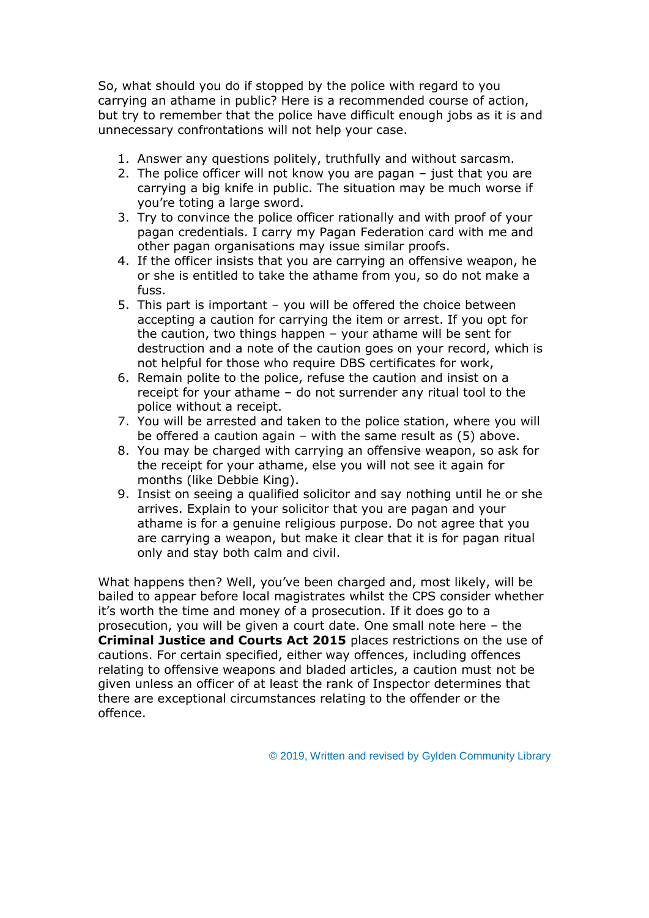So, what should you do if stopped by the police with regard to you carrying an athame in public? Here is a recommended course of action, but try to remember that the police have difficult enough jobs as it is and unnecessary confrontations will not help your case.

1. Answer any questions politely, truthfully and without sarcasm.
2. The police officer will not know you are pagan – just that you are carrying a big knife in public. The situation may be much worse if you're toting a large sword.
3. Try to convince the police officer rationally and with proof of your pagan credentials. I carry my Pagan Federation card with me and other pagan organisations may issue similar proofs.
4. If the officer insists that you are carrying an offensive weapon, he or she is entitled to take the athame from you, so do not make a fuss.
5. This part is important – you will be offered the choice between accepting a caution for carrying the item or arrest. If you opt for the caution, two things happen – your athame will be sent for destruction and a note of the caution goes on your record, which is not helpful for those who require DBS certificates for work,
6. Remain polite to the police, refuse the caution and insist on a receipt for your athame – do not surrender any ritual tool to the police without a receipt.
7. You will be arrested and taken to the police station, where you will be offered a caution again – with the same result as (5) above.
8. You may be charged with carrying an offensive weapon, so ask for the receipt for your athame, else you will not see it again for months (like Debbie King).
9. Insist on seeing a qualified solicitor and say nothing until he or she arrives. Explain to your solicitor that you are pagan and your athame is for a genuine religious purpose. Do not agree that you are carrying a weapon, but make it clear that it is for pagan ritual only and stay both calm and civil.

What happens then? Well, you've been charged and, most likely, will be bailed to appear before local magistrates whilst the CPS consider whether it's worth the time and money of a prosecution. If it does go to a prosecution, you will be given a court date. One small note here – the **Criminal Justice and Courts Act 2015** places restrictions on the use of cautions. For certain specified, either way offences, including offences relating to offensive weapons and bladed articles, a caution must not be given unless an officer of at least the rank of Inspector determines that there are exceptional circumstances relating to the offender or the offence.

© 2019, Written and revised by Gylden Community Library